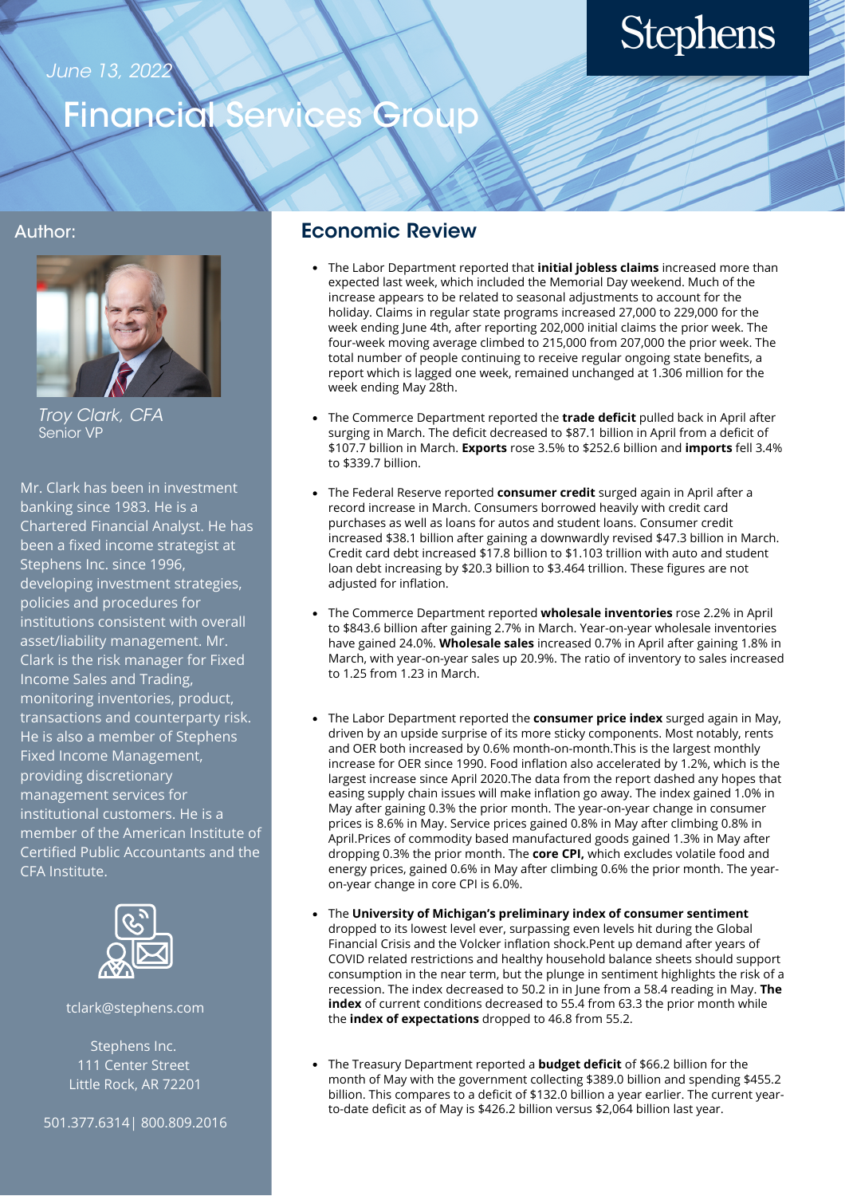June 13, 2022

# Financial Services Group

Stephens

Author:

*Troy Clark, CFA*
Senior VP

Mr. Clark has been in investment banking since 1983. He is a Chartered Financial Analyst. He has been a fixed income strategist at Stephens Inc. since 1996, developing investment strategies, policies and procedures for institutions consistent with overall asset/liability management. Mr. Clark is the risk manager for Fixed Income Sales and Trading, monitoring inventories, product, transactions and counterparty risk. He is also a member of Stephens Fixed Income Management, providing discretionary management services for institutional customers. He is a member of the American Institute of Certified Public Accountants and the CFA Institute.

tclark@stephens.com

Stephens Inc.
111 Center Street
Little Rock, AR 72201

501.377.6314 | 800.809.2016

## Economic Review

- The Labor Department reported that **initial jobless claims** increased more than expected last week, which included the Memorial Day weekend. Much of the increase appears to be related to seasonal adjustments to account for the holiday. Claims in regular state programs increased 27,000 to 229,000 for the week ending June 4th, after reporting 202,000 initial claims the prior week. The four-week moving average climbed to 215,000 from 207,000 the prior week. The total number of people continuing to receive regular ongoing state benefits, a report which is lagged one week, remained unchanged at 1.306 million for the week ending May 28th.

- The Commerce Department reported the **trade deficit** pulled back in April after surging in March. The deficit decreased to $87.1 billion in April from a deficit of $107.7 billion in March. **Exports** rose 3.5% to $252.6 billion and **imports** fell 3.4% to $339.7 billion.

- The Federal Reserve reported **consumer credit** surged again in April after a record increase in March. Consumers borrowed heavily with credit card purchases as well as loans for autos and student loans. Consumer credit increased $38.1 billion after gaining a downwardly revised $47.3 billion in March. Credit card debt increased $17.8 billion to $1.103 trillion with auto and student loan debt increasing by $20.3 billion to $3.464 trillion. These figures are not adjusted for inflation.

- The Commerce Department reported **wholesale inventories** rose 2.2% in April to $843.6 billion after gaining 2.7% in March. Year-on-year wholesale inventories have gained 24.0%. **Wholesale sales** increased 0.7% in April after gaining 1.8% in March, with year-on-year sales up 20.9%. The ratio of inventory to sales increased to 1.25 from 1.23 in March.

- The Labor Department reported the **consumer price index** surged again in May, driven by an upside surprise of its more sticky components. Most notably, rents and OER both increased by 0.6% month-on-month.This is the largest monthly increase for OER since 1990. Food inflation also accelerated by 1.2%, which is the largest increase since April 2020.The data from the report dashed any hopes that easing supply chain issues will make inflation go away. The index gained 1.0% in May after gaining 0.3% the prior month. The year-on-year change in consumer prices is 8.6% in May. Service prices gained 0.8% in May after climbing 0.8% in April.Prices of commodity based manufactured goods gained 1.3% in May after dropping 0.3% the prior month. The **core CPI,** which excludes volatile food and energy prices, gained 0.6% in May after climbing 0.6% the prior month. The year-on-year change in core CPI is 6.0%.

- The **University of Michigan's preliminary index of consumer sentiment** dropped to its lowest level ever, surpassing even levels hit during the Global Financial Crisis and the Volcker inflation shock.Pent up demand after years of COVID related restrictions and healthy household balance sheets should support consumption in the near term, but the plunge in sentiment highlights the risk of a recession. The index decreased to 50.2 in in June from a 58.4 reading in May. **The index** of current conditions decreased to 55.4 from 63.3 the prior month while the **index of expectations** dropped to 46.8 from 55.2.

- The Treasury Department reported a **budget deficit** of $66.2 billion for the month of May with the government collecting $389.0 billion and spending $455.2 billion. This compares to a deficit of $132.0 billion a year earlier. The current year-to-date deficit as of May is $426.2 billion versus $2,064 billion last year.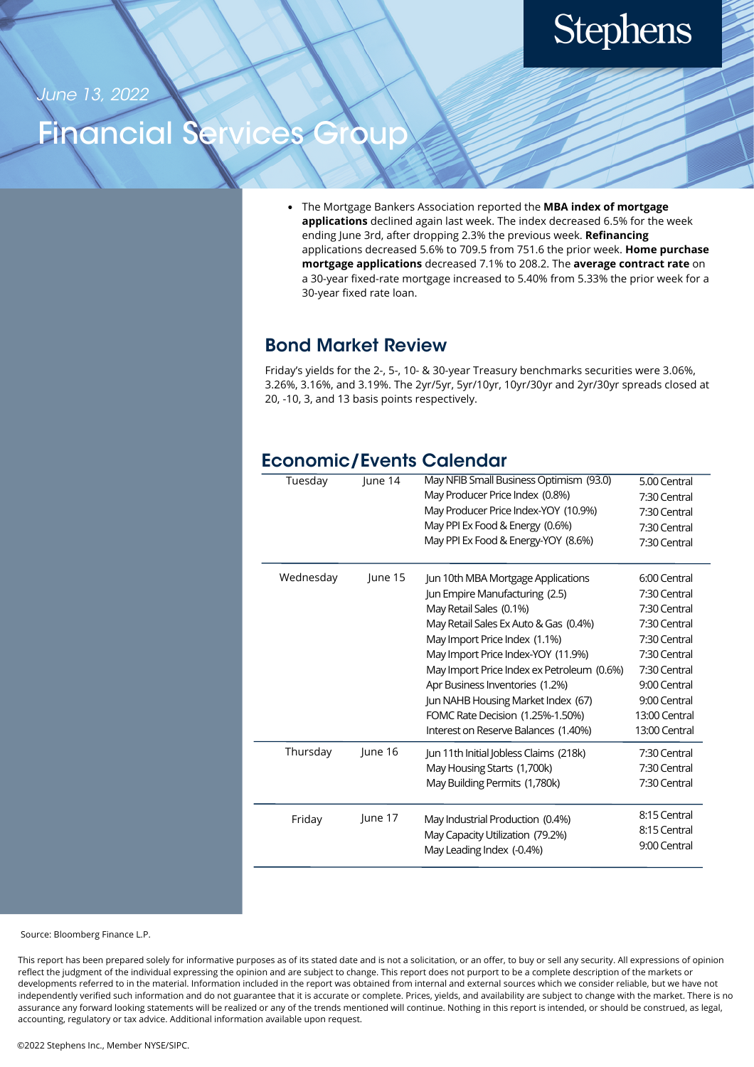June 13, 2022

# Financial Services Group

- The Mortgage Bankers Association reported the **MBA index of mortgage applications** declined again last week. The index decreased 6.5% for the week ending June 3rd, after dropping 2.3% the previous week. **Refinancing** applications decreased 5.6% to 709.5 from 751.6 the prior week. **Home purchase mortgage applications** decreased 7.1% to 208.2. The **average contract rate** on a 30-year fixed-rate mortgage increased to 5.40% from 5.33% the prior week for a 30-year fixed rate loan.

## Bond Market Review

Friday's yields for the 2-, 5-, 10- & 30-year Treasury benchmarks securities were 3.06%, 3.26%, 3.16%, and 3.19%. The 2yr/5yr, 5yr/10yr, 10yr/30yr and 2yr/30yr spreads closed at 20, -10, 3, and 13 basis points respectively.

## Economic/Events Calendar

| | | | |
|---|---|---|---|
| Tuesday | June 14 | May NFIB Small Business Optimism (93.0) | 5.00 Central |
| | | May Producer Price Index (0.8%) | 7:30 Central |
| | | May Producer Price Index-YOY (10.9%) | 7:30 Central |
| | | May PPI Ex Food & Energy (0.6%) | 7:30 Central |
| | | May PPI Ex Food & Energy-YOY (8.6%) | 7:30 Central |
| Wednesday | June 15 | Jun 10th MBA Mortgage Applications | 6:00 Central |
| | | Jun Empire Manufacturing (2.5) | 7:30 Central |
| | | May Retail Sales (0.1%) | 7:30 Central |
| | | May Retail Sales Ex Auto & Gas (0.4%) | 7:30 Central |
| | | May Import Price Index (1.1%) | 7:30 Central |
| | | May Import Price Index-YOY (11.9%) | 7:30 Central |
| | | May Import Price Index ex Petroleum (0.6%) | 7:30 Central |
| | | Apr Business Inventories (1.2%) | 9:00 Central |
| | | Jun NAHB Housing Market Index (67) | 9:00 Central |
| | | FOMC Rate Decision (1.25%-1.50%) | 13:00 Central |
| | | Interest on Reserve Balances (1.40%) | 13:00 Central |
| Thursday | June 16 | Jun 11th Initial Jobless Claims (218k) | 7:30 Central |
| | | May Housing Starts (1,700k) | 7:30 Central |
| | | May Building Permits (1,780k) | 7:30 Central |
| Friday | June 17 | May Industrial Production (0.4%) | 8:15 Central |
| | | May Capacity Utilization (79.2%) | 8:15 Central |
| | | May Leading Index (-0.4%) | 9:00 Central |

Source: Bloomberg Finance L.P.

This report has been prepared solely for informative purposes as of its stated date and is not a solicitation, or an offer, to buy or sell any security. All expressions of opinion reflect the judgment of the individual expressing the opinion and are subject to change. This report does not purport to be a complete description of the markets or developments referred to in the material. Information included in the report was obtained from internal and external sources which we consider reliable, but we have not independently verified such information and do not guarantee that it is accurate or complete. Prices, yields, and availability are subject to change with the market. There is no assurance any forward looking statements will be realized or any of the trends mentioned will continue. Nothing in this report is intended, or should be construed, as legal, accounting, regulatory or tax advice. Additional information available upon request.

©2022 Stephens Inc., Member NYSE/SIPC.